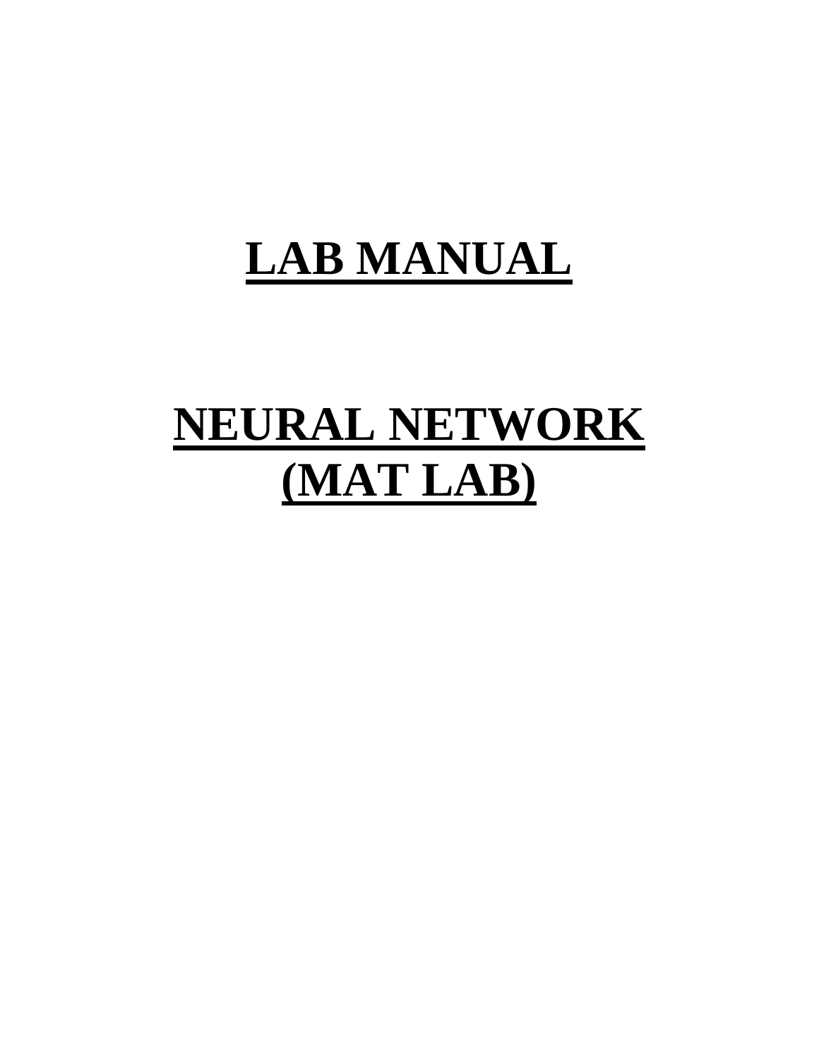# LAB MANUAL

# NEURAL NETWORK (MAT LAB)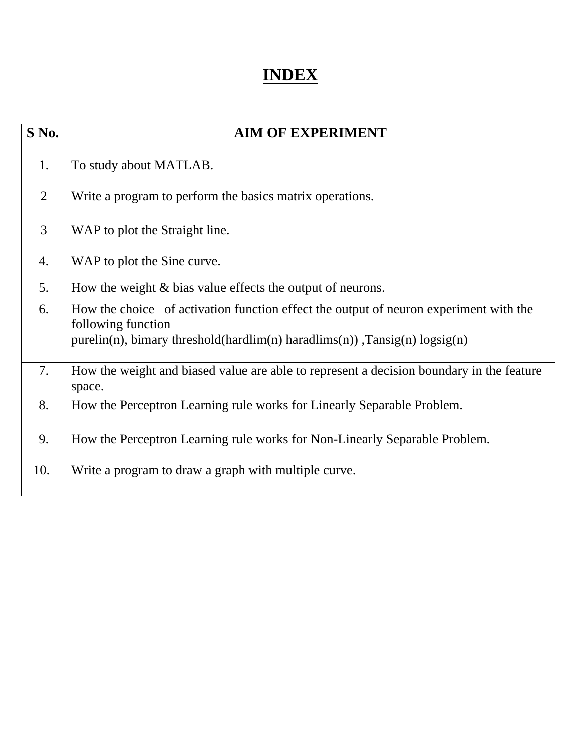# INDEX

| S No. | AIM OF EXPERIMENT |
| --- | --- |
| 1. | To study about MATLAB. |
| 2 | Write a program to perform the basics matrix operations. |
| 3 | WAP to plot the Straight line. |
| 4. | WAP to plot the Sine curve. |
| 5. | How the weight & bias value effects the output of neurons. |
| 6. | How the choice of activation function effect the output of neuron experiment with the following function<br>purelin(n), bimary threshold(hardlim(n) haradlims(n)) ,Tansig(n) logsig(n) |
| 7. | How the weight and biased value are able to represent a decision boundary in the feature space. |
| 8. | How the Perceptron Learning rule works for Linearly Separable Problem. |
| 9. | How the Perceptron Learning rule works for Non-Linearly Separable Problem. |
| 10. | Write a program to draw a graph with multiple curve. |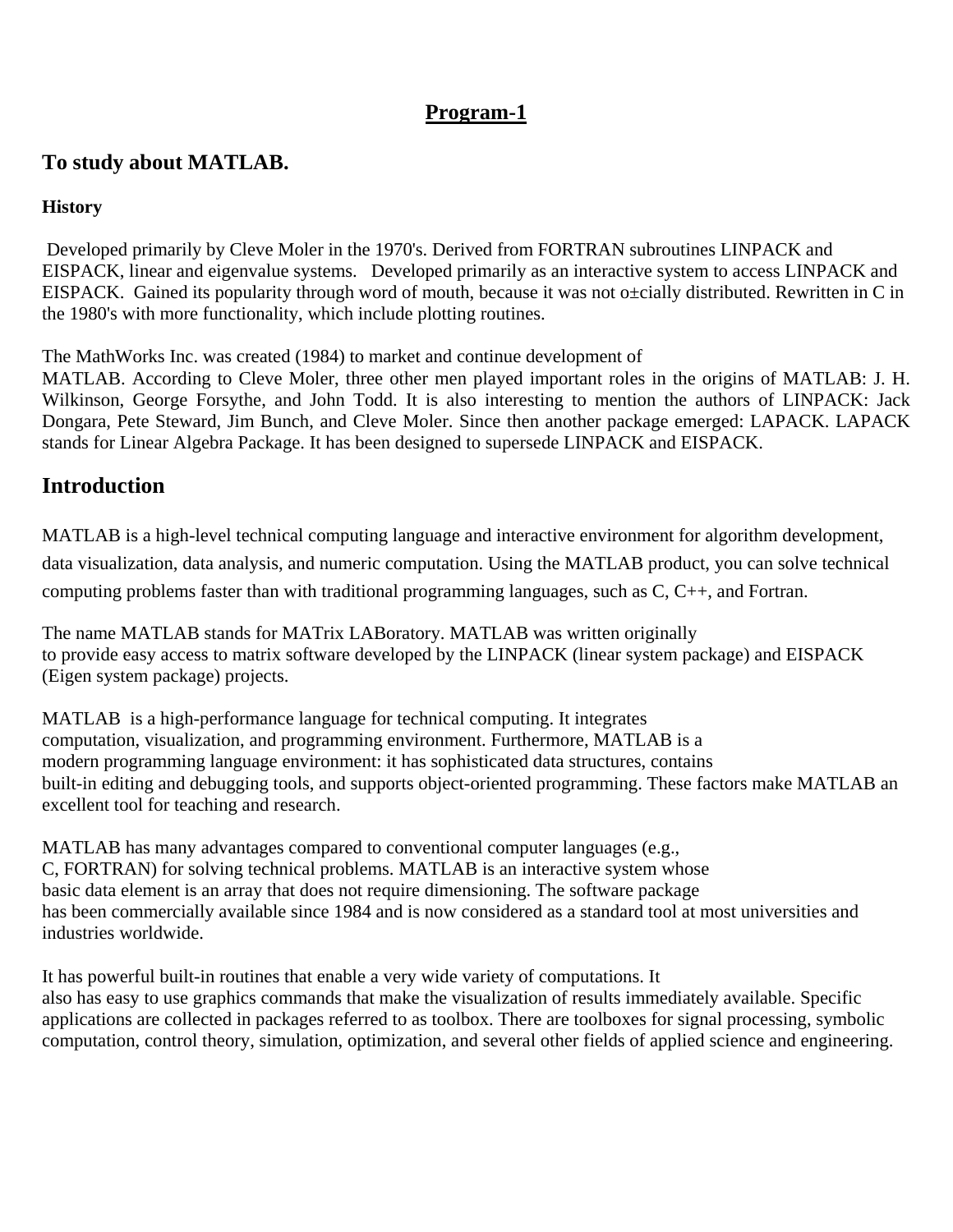# Program-1

## To study about MATLAB.

### History

Developed primarily by Cleve Moler in the 1970's. Derived from FORTRAN subroutines LINPACK and EISPACK, linear and eigenvalue systems. Developed primarily as an interactive system to access LINPACK and EISPACK. Gained its popularity through word of mouth, because it was not o±cially distributed. Rewritten in C in the 1980's with more functionality, which include plotting routines.

The MathWorks Inc. was created (1984) to market and continue development of MATLAB. According to Cleve Moler, three other men played important roles in the origins of MATLAB: J. H. Wilkinson, George Forsythe, and John Todd. It is also interesting to mention the authors of LINPACK: Jack Dongara, Pete Steward, Jim Bunch, and Cleve Moler. Since then another package emerged: LAPACK. LAPACK stands for Linear Algebra Package. It has been designed to supersede LINPACK and EISPACK.

## Introduction

MATLAB is a high-level technical computing language and interactive environment for algorithm development, data visualization, data analysis, and numeric computation. Using the MATLAB product, you can solve technical computing problems faster than with traditional programming languages, such as C, C++, and Fortran.

The name MATLAB stands for MATrix LABoratory. MATLAB was written originally to provide easy access to matrix software developed by the LINPACK (linear system package) and EISPACK (Eigen system package) projects.

MATLAB is a high-performance language for technical computing. It integrates computation, visualization, and programming environment. Furthermore, MATLAB is a modern programming language environment: it has sophisticated data structures, contains built-in editing and debugging tools, and supports object-oriented programming. These factors make MATLAB an excellent tool for teaching and research.

MATLAB has many advantages compared to conventional computer languages (e.g., C, FORTRAN) for solving technical problems. MATLAB is an interactive system whose basic data element is an array that does not require dimensioning. The software package has been commercially available since 1984 and is now considered as a standard tool at most universities and industries worldwide.

It has powerful built-in routines that enable a very wide variety of computations. It also has easy to use graphics commands that make the visualization of results immediately available. Specific applications are collected in packages referred to as toolbox. There are toolboxes for signal processing, symbolic computation, control theory, simulation, optimization, and several other fields of applied science and engineering.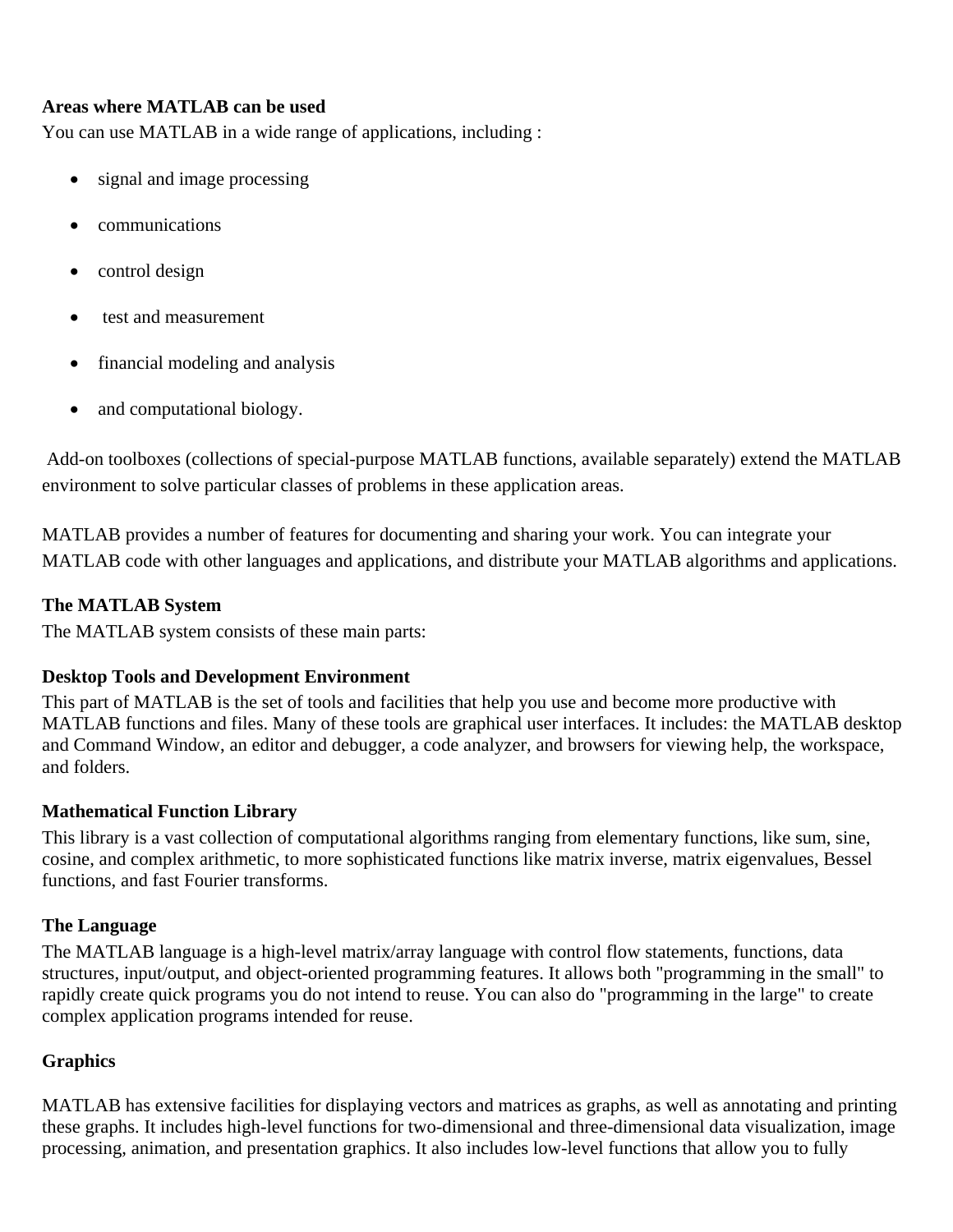**Areas where MATLAB can be used**

You can use MATLAB in a wide range of applications, including :

- signal and image processing
- communications
- control design
- test and measurement
- financial modeling and analysis
- and computational biology.

Add-on toolboxes (collections of special-purpose MATLAB functions, available separately) extend the MATLAB environment to solve particular classes of problems in these application areas.

MATLAB provides a number of features for documenting and sharing your work. You can integrate your MATLAB code with other languages and applications, and distribute your MATLAB algorithms and applications.

**The MATLAB System**

The MATLAB system consists of these main parts:

**Desktop Tools and Development Environment**

This part of MATLAB is the set of tools and facilities that help you use and become more productive with MATLAB functions and files. Many of these tools are graphical user interfaces. It includes: the MATLAB desktop and Command Window, an editor and debugger, a code analyzer, and browsers for viewing help, the workspace, and folders.

**Mathematical Function Library**

This library is a vast collection of computational algorithms ranging from elementary functions, like sum, sine, cosine, and complex arithmetic, to more sophisticated functions like matrix inverse, matrix eigenvalues, Bessel functions, and fast Fourier transforms.

**The Language**

The MATLAB language is a high-level matrix/array language with control flow statements, functions, data structures, input/output, and object-oriented programming features. It allows both "programming in the small" to rapidly create quick programs you do not intend to reuse. You can also do "programming in the large" to create complex application programs intended for reuse.

**Graphics**

MATLAB has extensive facilities for displaying vectors and matrices as graphs, as well as annotating and printing these graphs. It includes high-level functions for two-dimensional and three-dimensional data visualization, image processing, animation, and presentation graphics. It also includes low-level functions that allow you to fully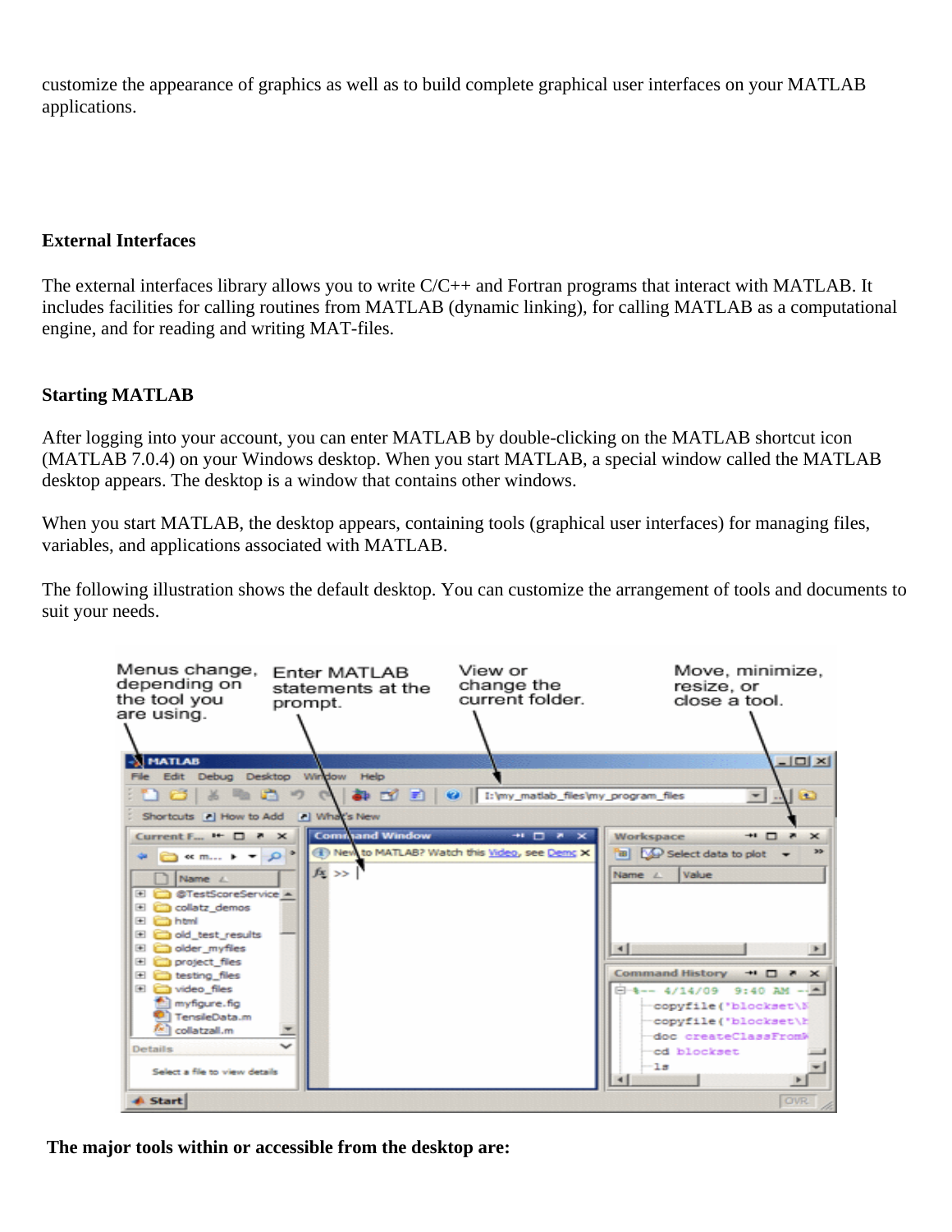customize the appearance of graphics as well as to build complete graphical user interfaces on your MATLAB applications.

**External Interfaces**

The external interfaces library allows you to write C/C++ and Fortran programs that interact with MATLAB. It includes facilities for calling routines from MATLAB (dynamic linking), for calling MATLAB as a computational engine, and for reading and writing MAT-files.

**Starting MATLAB**

After logging into your account, you can enter MATLAB by double-clicking on the MATLAB shortcut icon (MATLAB 7.0.4) on your Windows desktop. When you start MATLAB, a special window called the MATLAB desktop appears. The desktop is a window that contains other windows.

When you start MATLAB, the desktop appears, containing tools (graphical user interfaces) for managing files, variables, and applications associated with MATLAB.

The following illustration shows the default desktop. You can customize the arrangement of tools and documents to suit your needs.

Menus change, depending on the tool you are using. Enter MATLAB statements at the prompt. View or change the current folder. Move, minimize, resize, or close a tool.

**The major tools within or accessible from the desktop are:**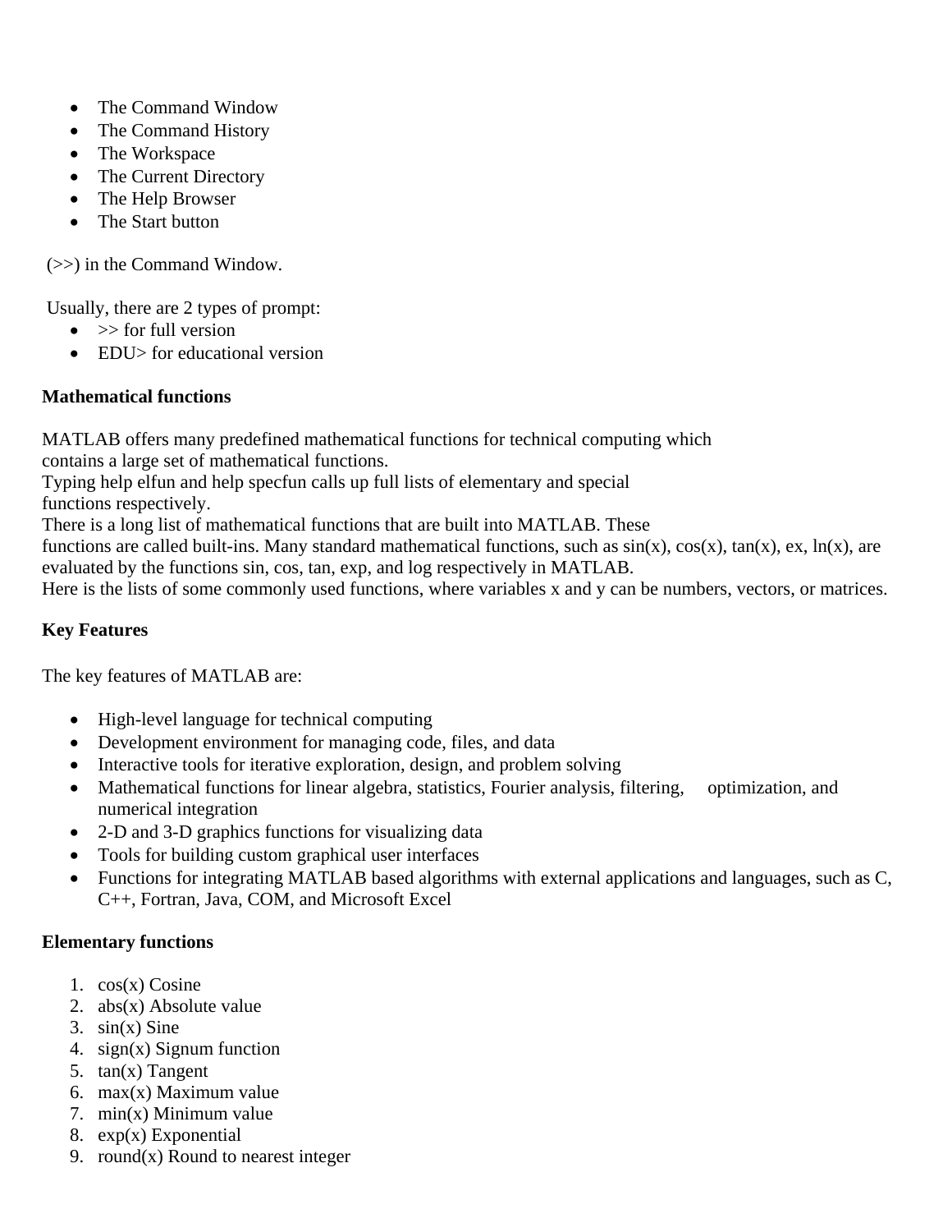- The Command Window
- The Command History
- The Workspace
- The Current Directory
- The Help Browser
- The Start button

(>>) in the Command Window.

Usually, there are 2 types of prompt:

- >> for full version
- EDU> for educational version

**Mathematical functions**

MATLAB offers many predefined mathematical functions for technical computing which contains a large set of mathematical functions.
Typing help elfun and help specfun calls up full lists of elementary and special functions respectively.
There is a long list of mathematical functions that are built into MATLAB. These functions are called built-ins. Many standard mathematical functions, such as sin(x), cos(x), tan(x), ex, ln(x), are evaluated by the functions sin, cos, tan, exp, and log respectively in MATLAB.
Here is the lists of some commonly used functions, where variables x and y can be numbers, vectors, or matrices.

**Key Features**

The key features of MATLAB are:

- High-level language for technical computing
- Development environment for managing code, files, and data
- Interactive tools for iterative exploration, design, and problem solving
- Mathematical functions for linear algebra, statistics, Fourier analysis, filtering, optimization, and numerical integration
- 2-D and 3-D graphics functions for visualizing data
- Tools for building custom graphical user interfaces
- Functions for integrating MATLAB based algorithms with external applications and languages, such as C, C++, Fortran, Java, COM, and Microsoft Excel

**Elementary functions**

1. cos(x) Cosine
2. abs(x) Absolute value
3. sin(x) Sine
4. sign(x) Signum function
5. tan(x) Tangent
6. max(x) Maximum value
7. min(x) Minimum value
8. exp(x) Exponential
9. round(x) Round to nearest integer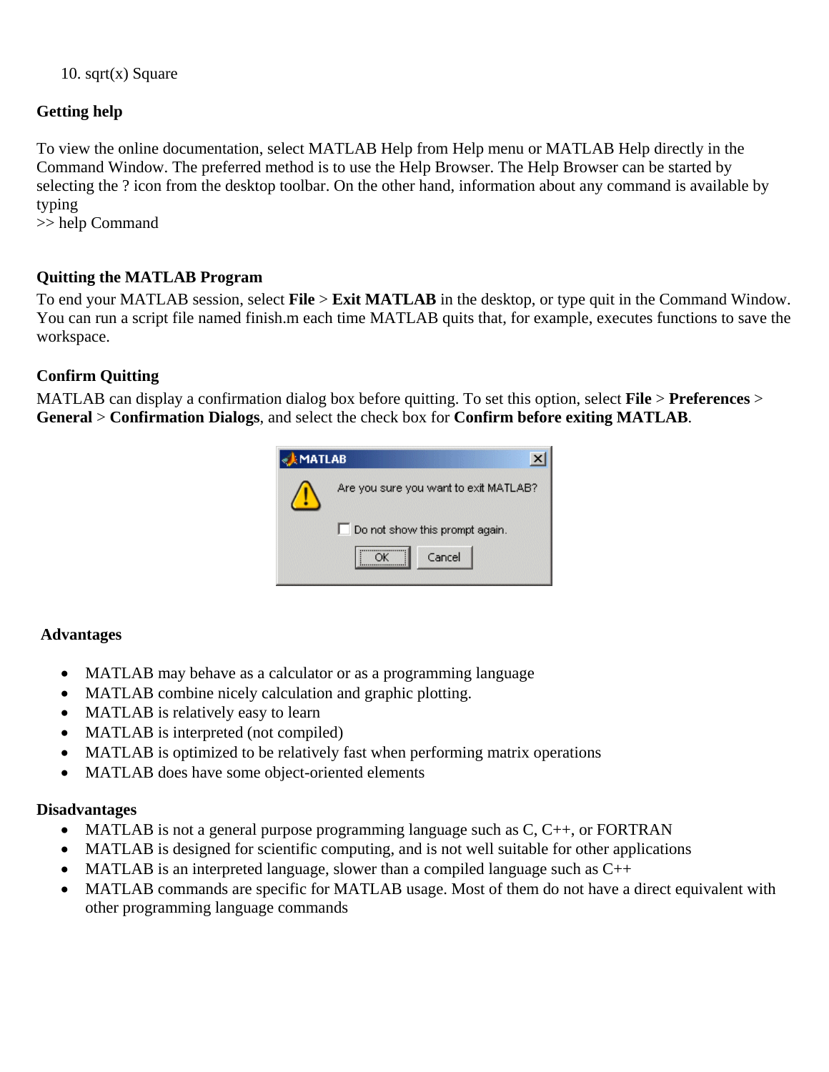10. sqrt(x) Square

**Getting help**

To view the online documentation, select MATLAB Help from Help menu or MATLAB Help directly in the Command Window. The preferred method is to use the Help Browser. The Help Browser can be started by selecting the ? icon from the desktop toolbar. On the other hand, information about any command is available by typing

```
>> help Command
```

**Quitting the MATLAB Program**

To end your MATLAB session, select **File** > **Exit MATLAB** in the desktop, or type quit in the Command Window. You can run a script file named finish.m each time MATLAB quits that, for example, executes functions to save the workspace.

**Confirm Quitting**

MATLAB can display a confirmation dialog box before quitting. To set this option, select **File** > **Preferences** > **General** > **Confirmation Dialogs**, and select the check box for **Confirm before exiting MATLAB**.

**Advantages**

- MATLAB may behave as a calculator or as a programming language
- MATLAB combine nicely calculation and graphic plotting.
- MATLAB is relatively easy to learn
- MATLAB is interpreted (not compiled)
- MATLAB is optimized to be relatively fast when performing matrix operations
- MATLAB does have some object-oriented elements

**Disadvantages**

- MATLAB is not a general purpose programming language such as C, C++, or FORTRAN
- MATLAB is designed for scientific computing, and is not well suitable for other applications
- MATLAB is an interpreted language, slower than a compiled language such as C++
- MATLAB commands are specific for MATLAB usage. Most of them do not have a direct equivalent with other programming language commands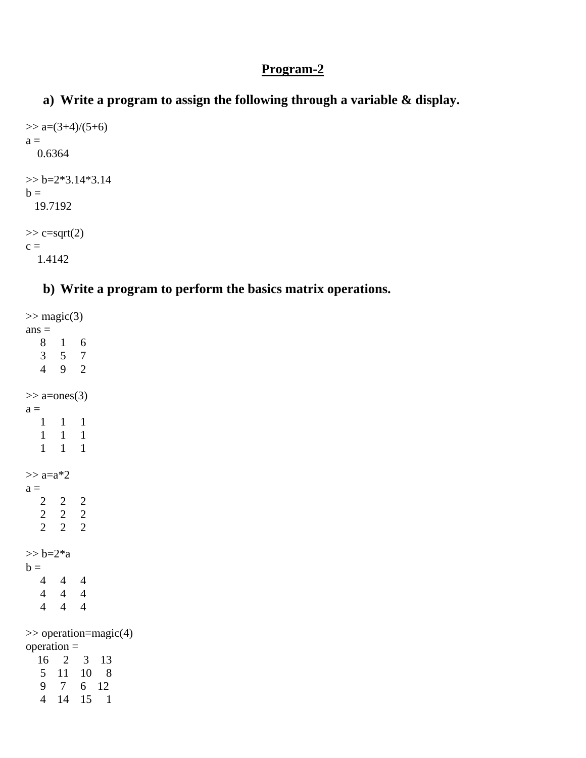# Program-2

### a) Write a program to assign the following through a variable & display.

```
>> a=(3+4)/(5+6)
a =
    0.6364

>> b=2*3.14*3.14
b =
   19.7192

>> c=sqrt(2)
c =
    1.4142
```

### b) Write a program to perform the basics matrix operations.

```
>> magic(3)
ans =
     8     1     6
     3     5     7
     4     9     2

>> a=ones(3)
a =
     1     1     1
     1     1     1
     1     1     1

>> a=a*2
a =
     2     2     2
     2     2     2
     2     2     2

>> b=2*a
b =
     4     4     4
     4     4     4
     4     4     4

>> operation=magic(4)
operation =
    16     2     3    13
     5    11    10     8
     9     7     6    12
     4    14    15     1
```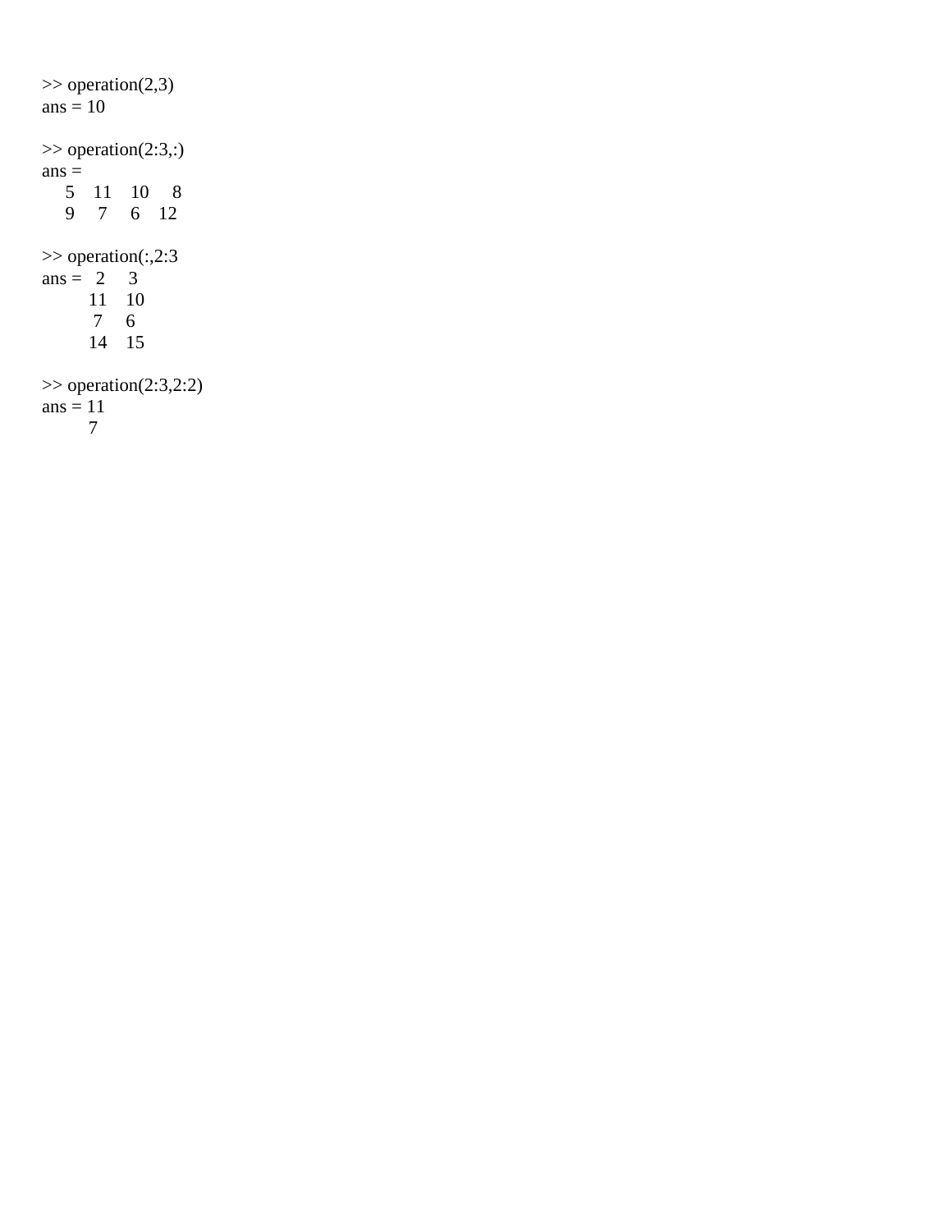```
>> operation(2,3)
ans = 10

>> operation(2:3,:)
ans =
     5    11    10     8
     9     7     6    12

>> operation(:,2:3
ans =   2     3
        11    10
         7     6
        14    15

>> operation(2:3,2:2)
ans = 11
        7
```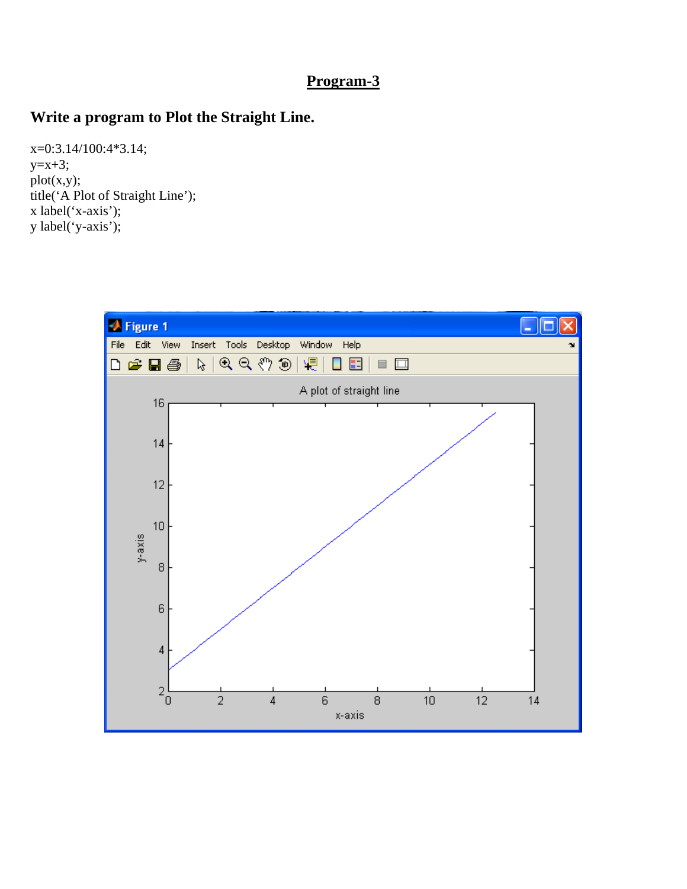# Program-3

## Write a program to Plot the Straight Line.

```
x=0:3.14/100:4*3.14;
y=x+3;
plot(x,y);
title('A Plot of Straight Line');
x label('x-axis');
y label('y-axis');
```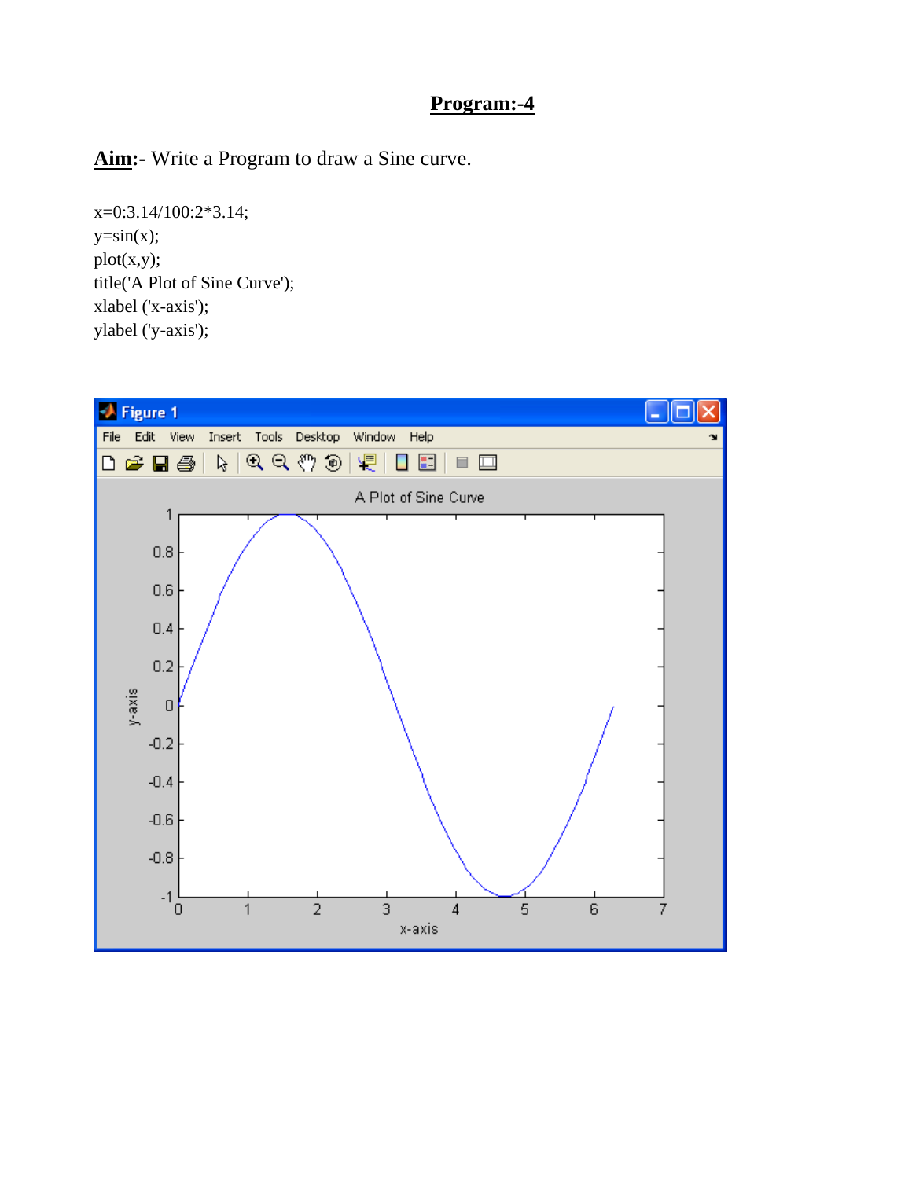## Program:-4

**Aim:-** Write a Program to draw a Sine curve.

```
x=0:3.14/100:2*3.14;
y=sin(x);
plot(x,y);
title('A Plot of Sine Curve');
xlabel ('x-axis');
ylabel ('y-axis');
```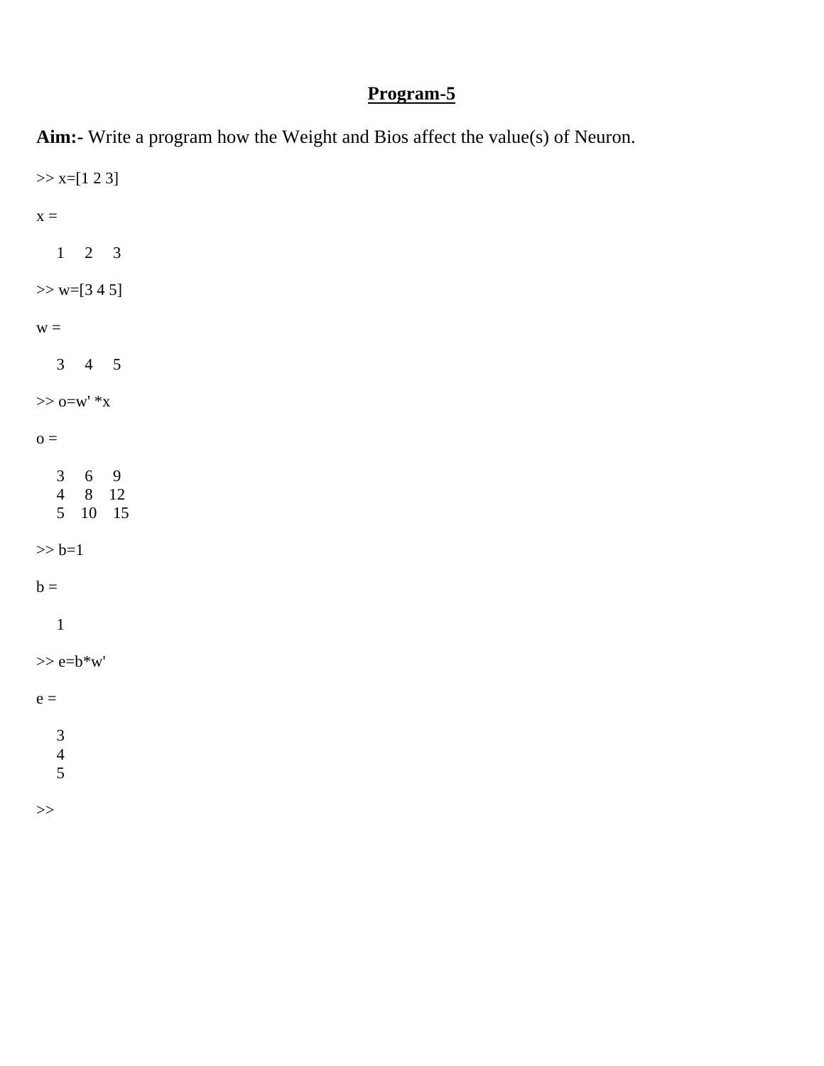## Program-5

**Aim:-** Write a program how the Weight and Bios affect the value(s) of Neuron.

```
>> x=[1 2 3]

x =

     1     2     3

>> w=[3 4 5]

w =

     3     4     5

>> o=w' *x

o =

     3     6     9
     4     8    12
     5    10    15

>> b=1

b =

     1

>> e=b*w'

e =

     3
     4
     5

>>
```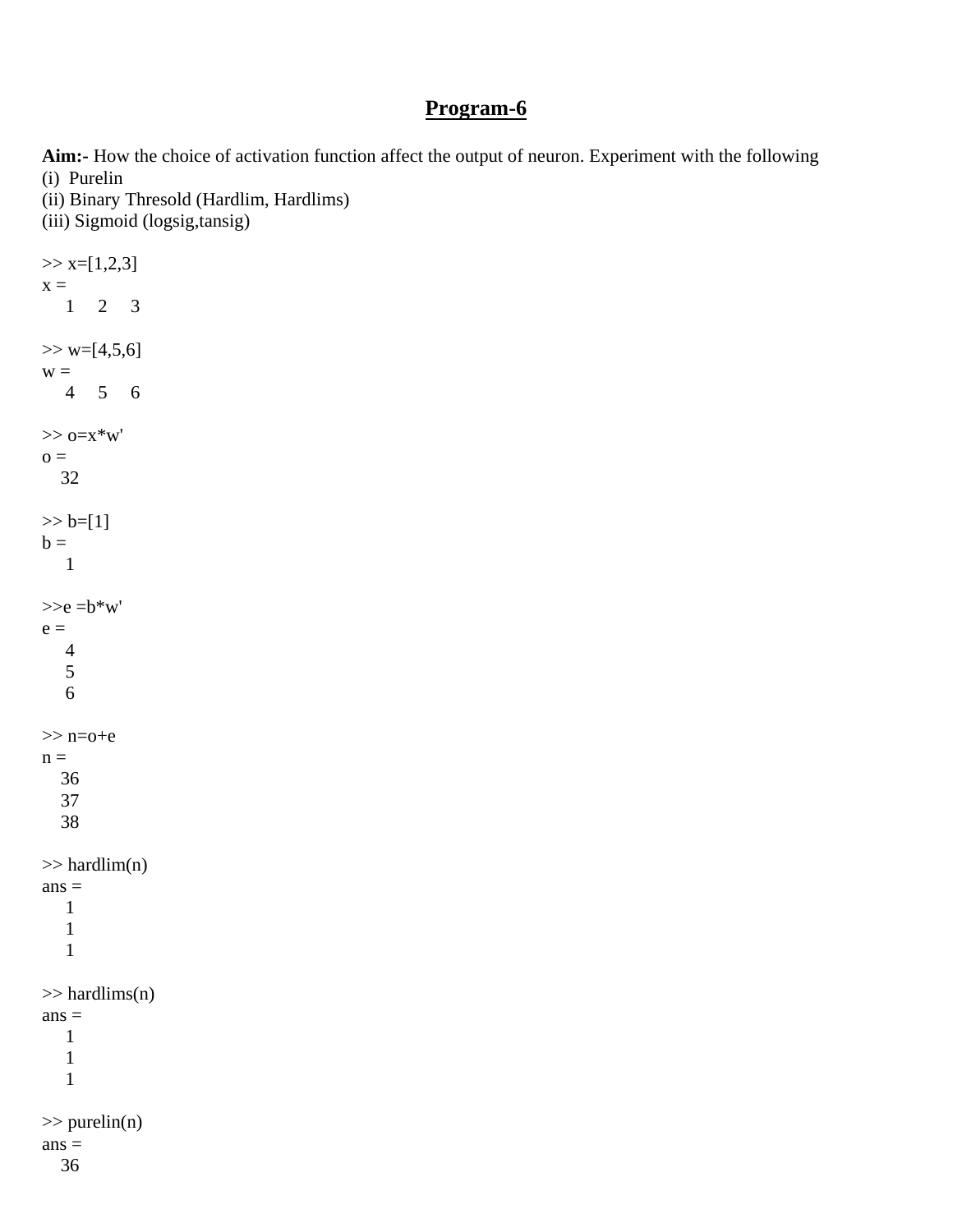# Program-6

**Aim:-** How the choice of activation function affect the output of neuron. Experiment with the following
(i)  Purelin
(ii) Binary Thresold (Hardlim, Hardlims)
(iii) Sigmoid (logsig,tansig)

```
>> x=[1,2,3]
x =
     1     2     3

>> w=[4,5,6]
w =
     4     5     6

>> o=x*w'
o =
    32

>> b=[1]
b =
     1

>>e =b*w'
e =
     4
     5
     6

>> n=o+e
n =
    36
    37
    38

>> hardlim(n)
ans =
     1
     1
     1

>> hardlims(n)
ans =
     1
     1
     1

>> purelin(n)
ans =
    36
```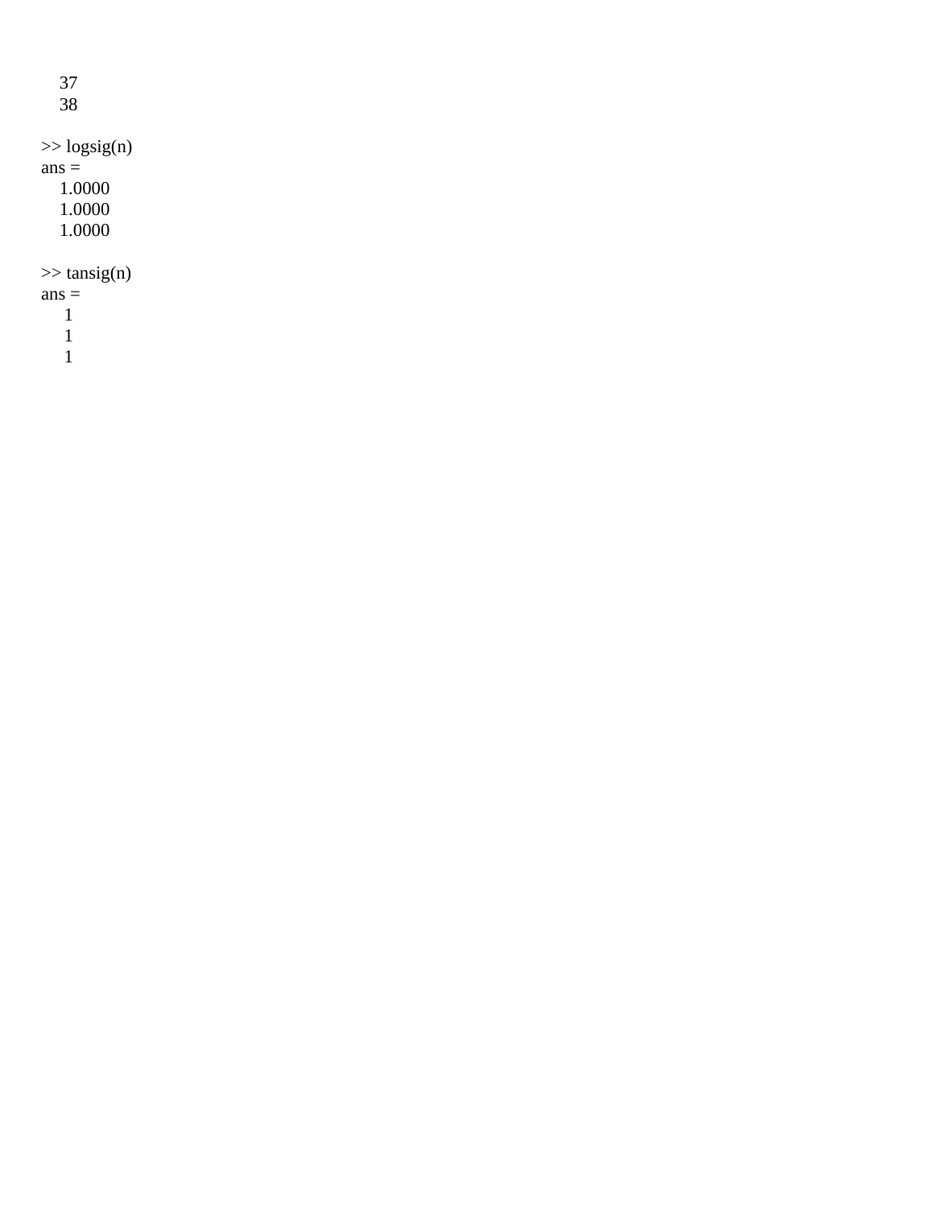```
    37
    38

>> logsig(n)
ans =
    1.0000
    1.0000
    1.0000

>> tansig(n)
ans =
     1
     1
     1
```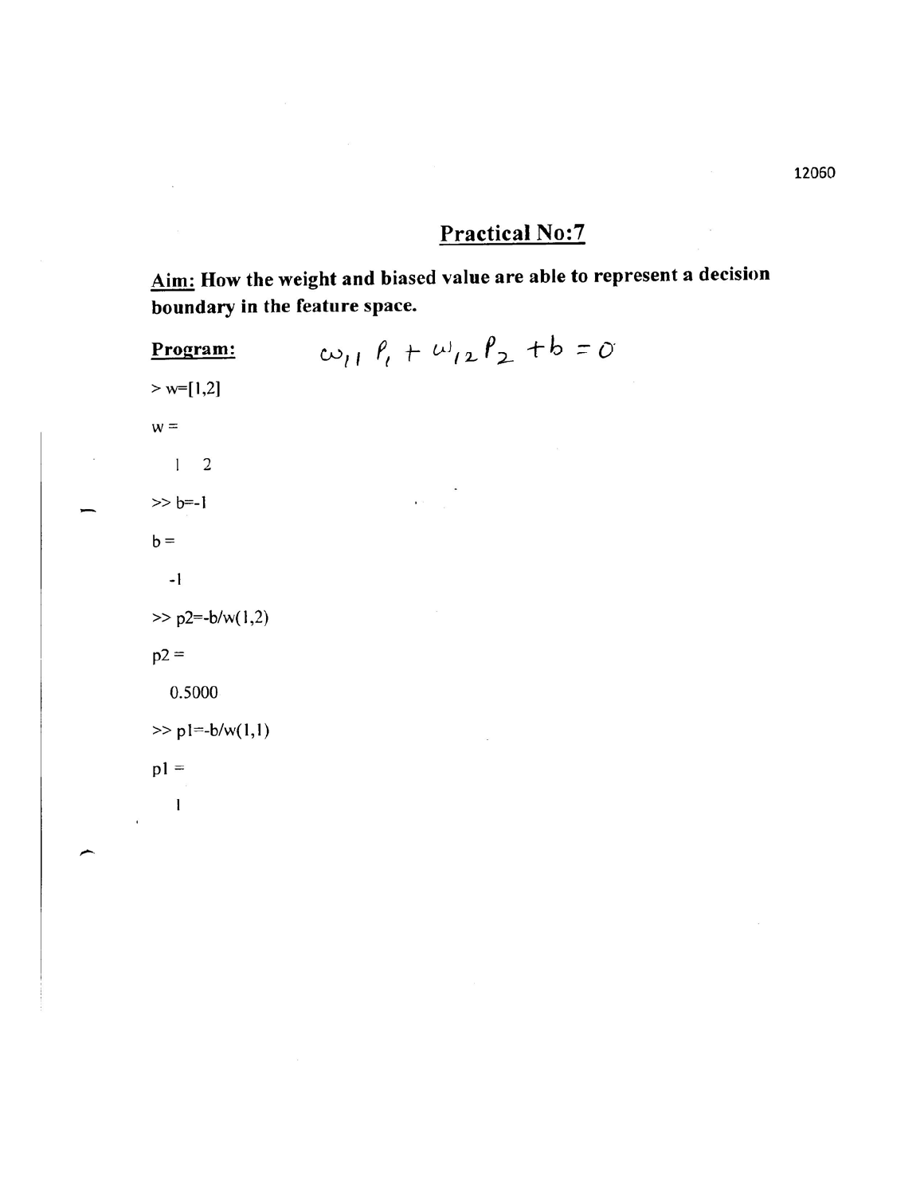# Practical No:7

**Aim: How the weight and biased value are able to represent a decision boundary in the feature space.**

**Program:** $w_{11} p_1 + w_{12} p_2 + b = 0$

```
> w=[1,2]

w =

   1   2

>> b=-1

b =

   -1

>> p2=-b/w(1,2)

p2 =

   0.5000

>> p1=-b/w(1,1)

p1 =

   1
```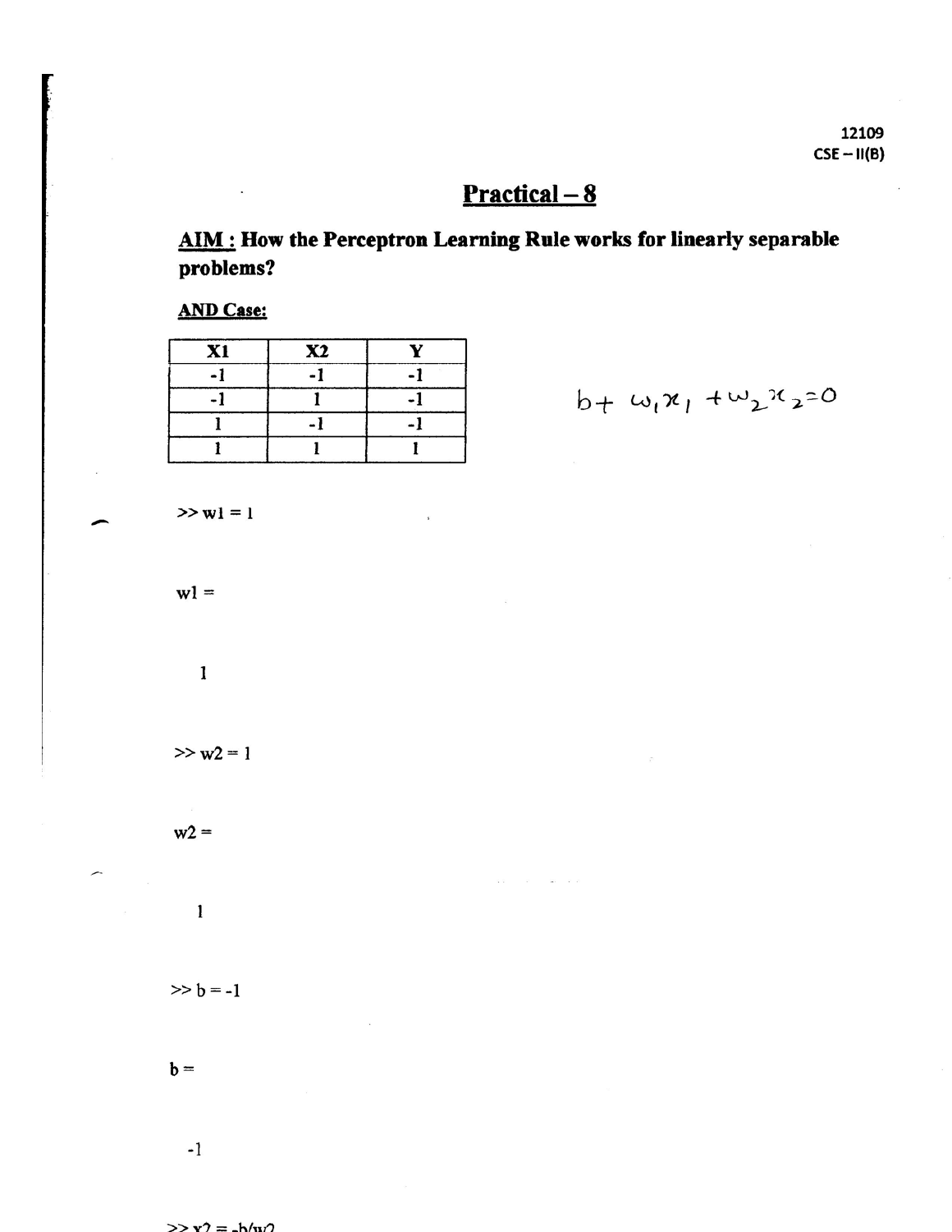12109
CSE – II(B)

# Practical – 8

**AIM : How the Perceptron Learning Rule works for linearly separable problems?**

**AND Case:**

| X1 | X2 | Y |
|---|---|---|
| -1 | -1 | -1 |
| -1 | 1 | -1 |
| 1 | -1 | -1 |
| 1 | 1 | 1 |

$$b + w_1 x_1 + w_2 x_2 = 0$$

```
>> w1 = 1

w1 =

     1

>> w2 = 1

w2 =

     1

>> b = -1

b =

    -1

>> x2 = -b/w2
```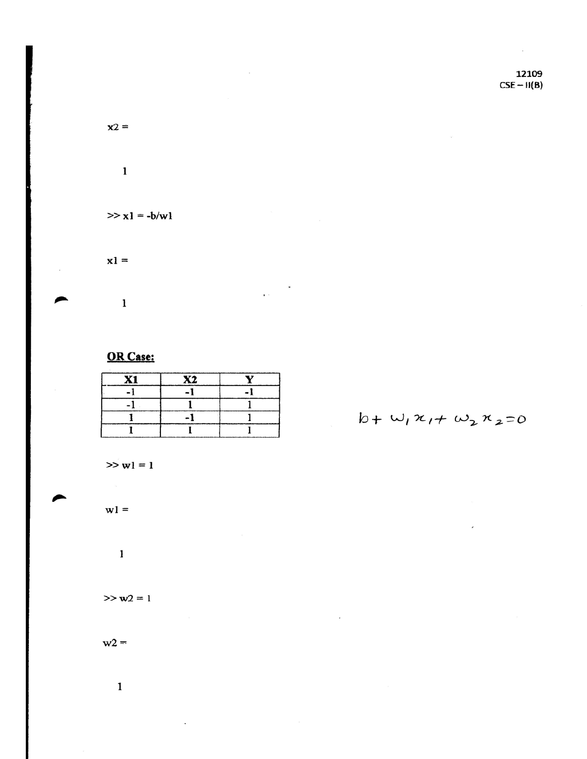```
x2 =

    1

>> x1 = -b/w1

x1 =

    1
```

**OR Case:**

| X1 | X2 | Y |
|---|---|---|
| -1 | -1 | -1 |
| -1 | 1 | 1 |
| 1 | -1 | 1 |
| 1 | 1 | 1 |

$$b + w_1 x_1 + w_2 x_2 = 0$$

```
>> w1 = 1

w1 =

    1

>> w2 = 1

w2 =

    1
```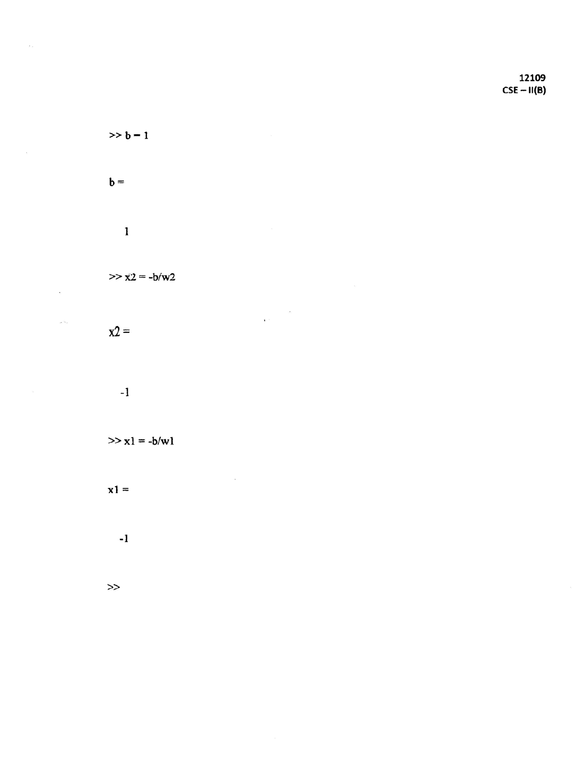```
>> b = 1

b =

     1

>> x2 = -b/w2

x2 =

    -1

>> x1 = -b/w1

x1 =

    -1

>>
```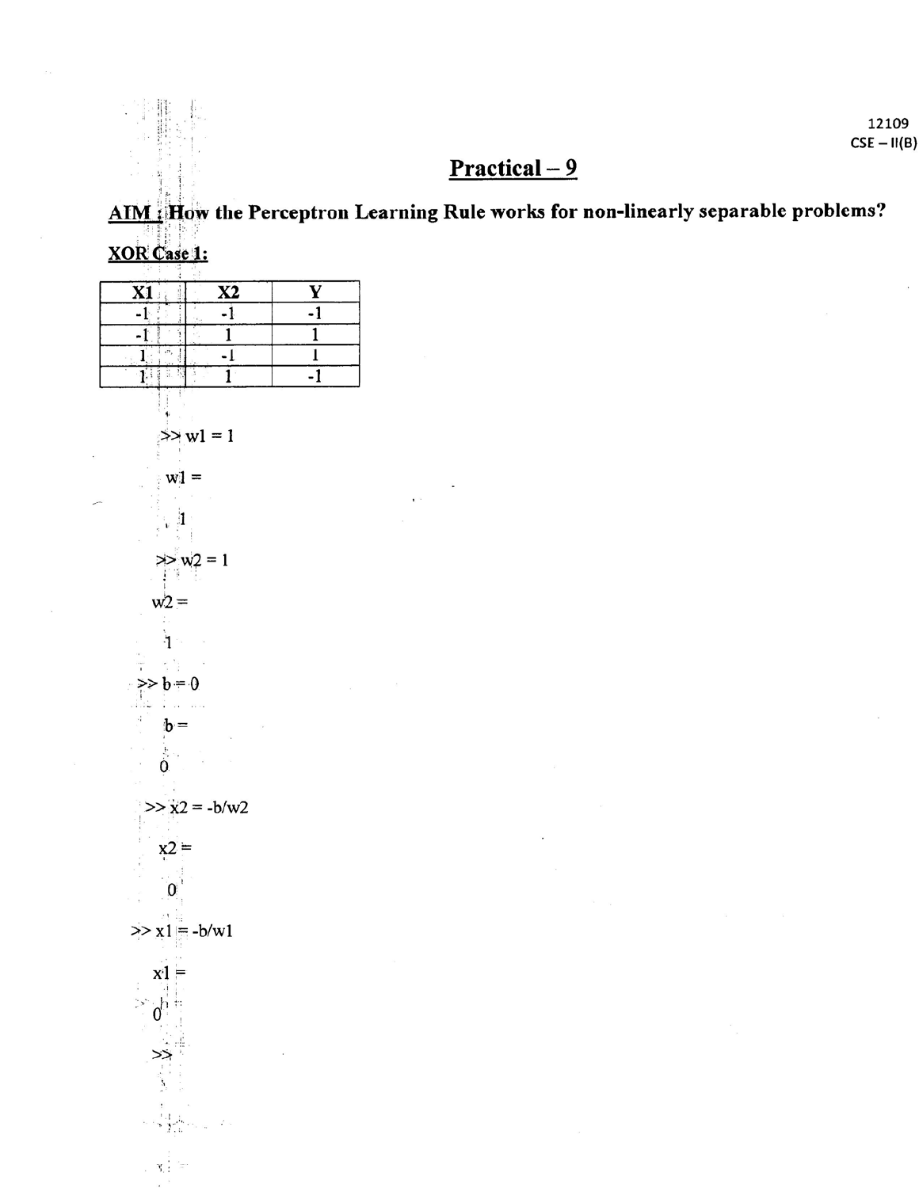12109
CSE – II(B)

# Practical – 9

**AIM : How the Perceptron Learning Rule works for non-linearly separable problems?**

**XOR Case 1:**

| X1 | X2 | Y |
|---|---|---|
| -1 | -1 | -1 |
| -1 | 1 | 1 |
| 1 | -1 | 1 |
| 1 | 1 | -1 |

```
>> w1 = 1

w1 =

    1

>> w2 = 1

w2 =

    1

>> b = 0

b =

    0

>> x2 = -b/w2

x2 =

    0

>> x1 = -b/w1

x1 =

    0

>>
```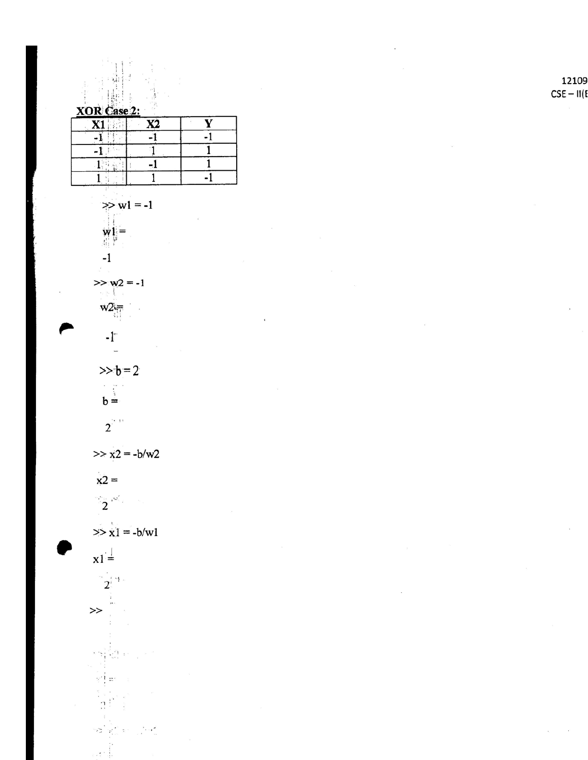**XOR Case 2:**

| X1 | X2 | Y |
|---|---|---|
| -1 | -1 | -1 |
| -1 | 1 | 1 |
| 1 | -1 | 1 |
| 1 | 1 | -1 |

```
>> w1 = -1

w1 =

-1

>> w2 = -1

w2 =

-1

>> b = 2

b =

2

>> x2 = -b/w2

x2 =

2

>> x1 = -b/w1

x1 =

2

>>
```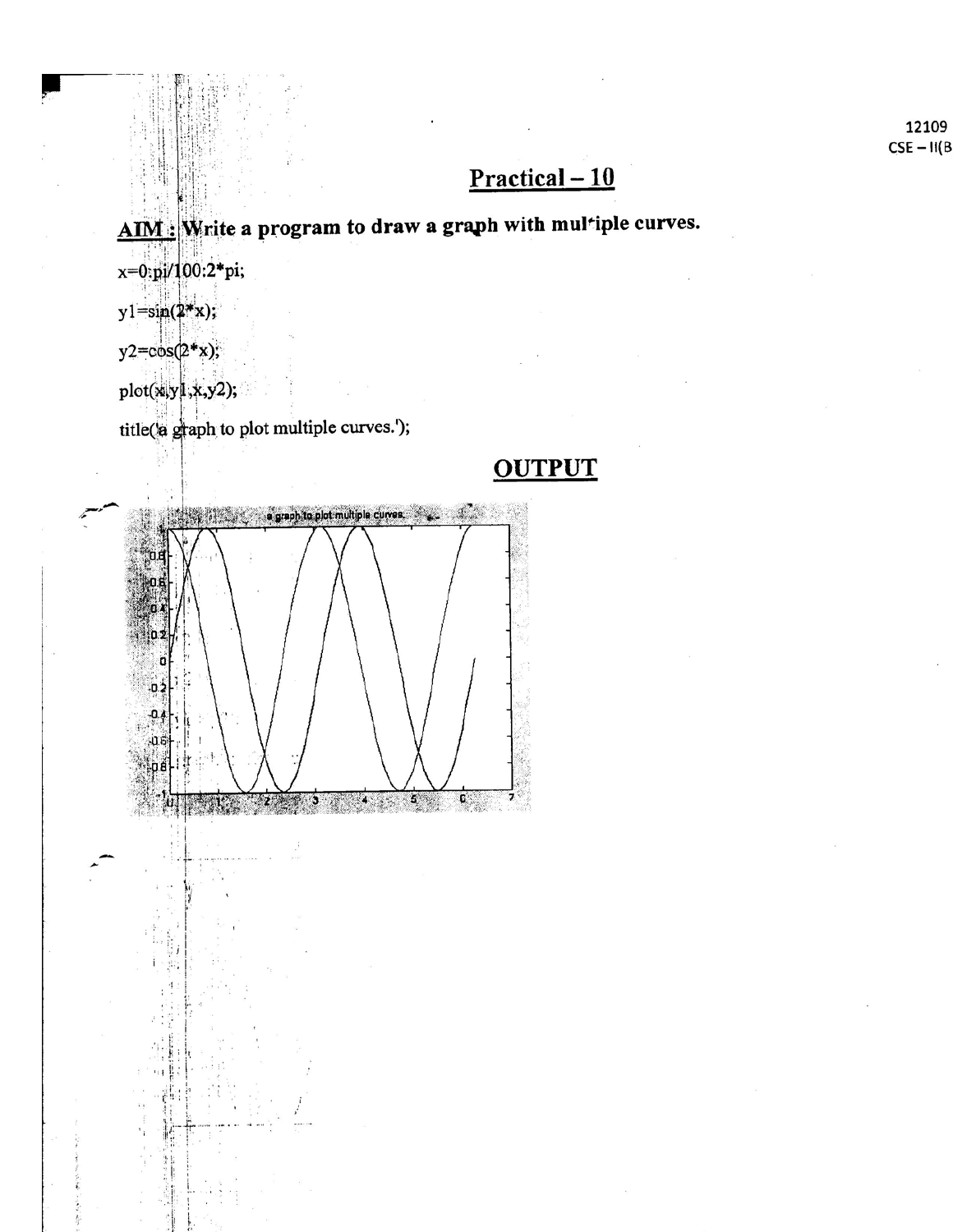# Practical – 10

**AIM : Write a program to draw a graph with mul'iple curves.**

```
x=0:pi/100:2*pi;
y1=sin(2*x);
y2=cos(2*x);
plot(x,y1,x,y2);
title('a graph to plot multiple curves.');
```

## OUTPUT

a graph to plot multiple curves.

1
0.8
0.6
0.4
0.2
0
-0.2
-0.4
-0.6
-0.8
-1

0 1 2 3 4 5 6 7